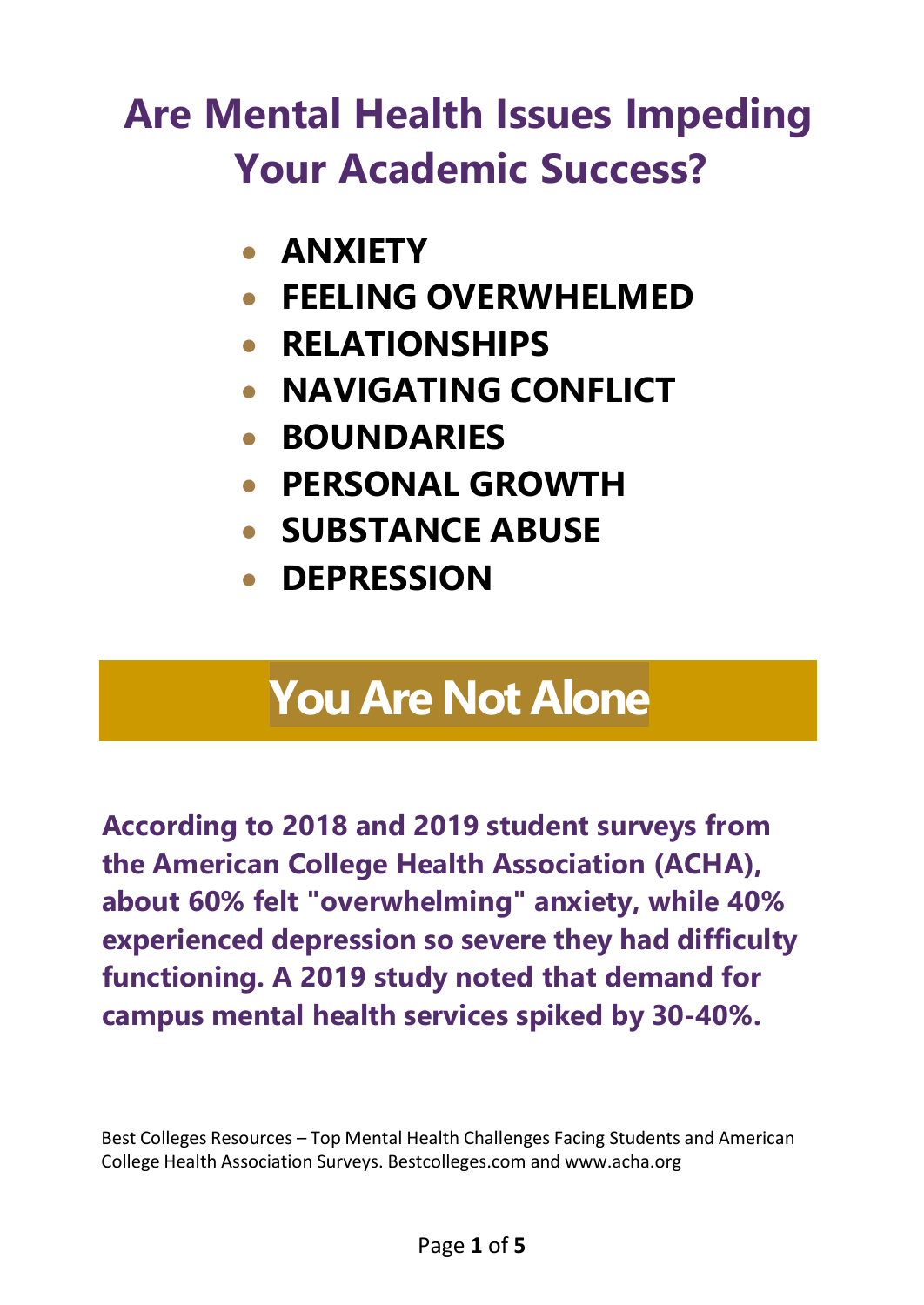# Are Mental Health Issues Impeding Your Academic Success?

- **ANXIETY**
- **FEELING OVERWHELMED**
- **RELATIONSHIPS**
- **NAVIGATING CONFLICT**
- **BOUNDARIES**
- **PERSONAL GROWTH**
- **SUBSTANCE ABUSE**
- **DEPRESSION**

## You Are Not Alone

**According to 2018 and 2019 student surveys from the American College Health Association (ACHA), about 60% felt "overwhelming" anxiety, while 40% experienced depression so severe they had difficulty functioning. A 2019 study noted that demand for campus mental health services spiked by 30-40%.**

Best Colleges Resources – Top Mental Health Challenges Facing Students and American College Health Association Surveys. Bestcolleges.com and www.acha.org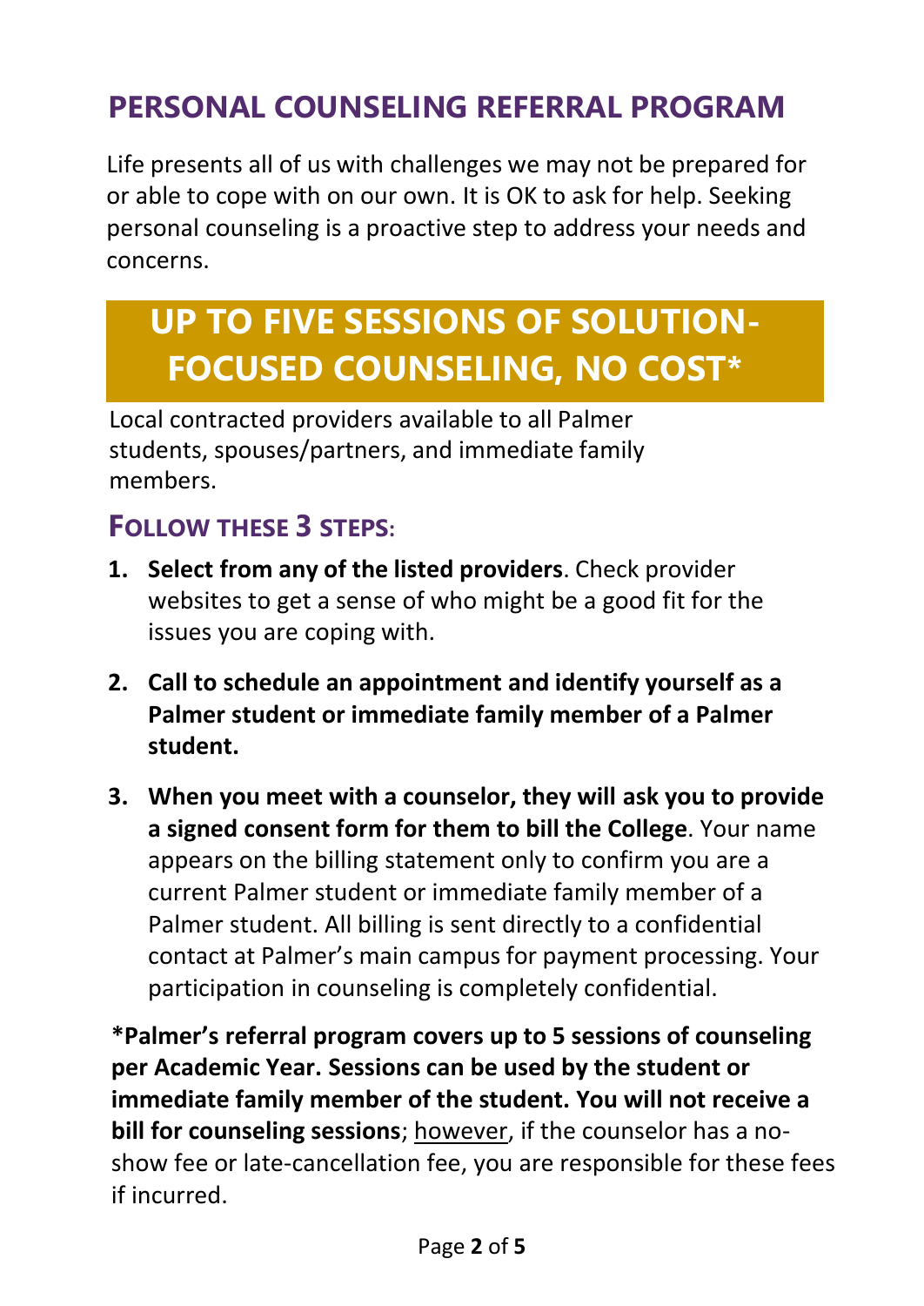# PERSONAL COUNSELING REFERRAL PROGRAM

Life presents all of us with challenges we may not be prepared for or able to cope with on our own. It is OK to ask for help. Seeking personal counseling is a proactive step to address your needs and concerns.

## UP TO FIVE SESSIONS OF SOLUTION-FOCUSED COUNSELING, NO COST*

Local contracted providers available to all Palmer students, spouses/partners, and immediate family members.

### FOLLOW THESE 3 STEPS:

1. **Select from any of the listed providers**. Check provider websites to get a sense of who might be a good fit for the issues you are coping with.
2. **Call to schedule an appointment and identify yourself as a Palmer student or immediate family member of a Palmer student.**
3. **When you meet with a counselor, they will ask you to provide a signed consent form for them to bill the College**. Your name appears on the billing statement only to confirm you are a current Palmer student or immediate family member of a Palmer student. All billing is sent directly to a confidential contact at Palmer's main campus for payment processing. Your participation in counseling is completely confidential.

**\*Palmer's referral program covers up to 5 sessions of counseling per Academic Year. Sessions can be used by the student or immediate family member of the student. You will not receive a bill for counseling sessions**; <u>however</u>, if the counselor has a no-show fee or late-cancellation fee, you are responsible for these fees if incurred.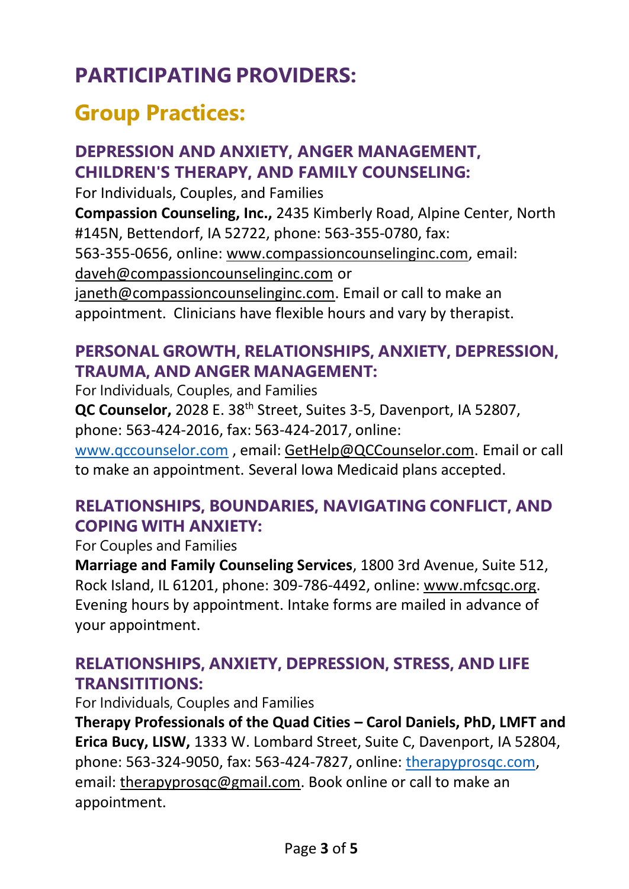# PARTICIPATING PROVIDERS:

## Group Practices:

### DEPRESSION AND ANXIETY, ANGER MANAGEMENT, CHILDREN'S THERAPY, AND FAMILY COUNSELING:

For Individuals, Couples, and Families

**Compassion Counseling, Inc.,** 2435 Kimberly Road, Alpine Center, North #145N, Bettendorf, IA 52722, phone: 563-355-0780, fax: 563-355-0656, online: www.compassioncounselinginc.com, email: daveh@compassioncounselinginc.com or janeth@compassioncounselinginc.com. Email or call to make an appointment. Clinicians have flexible hours and vary by therapist.

### PERSONAL GROWTH, RELATIONSHIPS, ANXIETY, DEPRESSION, TRAUMA, AND ANGER MANAGEMENT:

For Individuals, Couples, and Families

**QC Counselor,** 2028 E. 38th Street, Suites 3-5, Davenport, IA 52807, phone: 563-424-2016, fax: 563-424-2017, online: www.qccounselor.com , email: GetHelp@QCCounselor.com. Email or call to make an appointment. Several Iowa Medicaid plans accepted.

### RELATIONSHIPS, BOUNDARIES, NAVIGATING CONFLICT, AND COPING WITH ANXIETY:

For Couples and Families

**Marriage and Family Counseling Services**, 1800 3rd Avenue, Suite 512, Rock Island, IL 61201, phone: 309-786-4492, online: www.mfcsqc.org. Evening hours by appointment. Intake forms are mailed in advance of your appointment.

### RELATIONSHIPS, ANXIETY, DEPRESSION, STRESS, AND LIFE TRANSITITIONS:

For Individuals, Couples and Families

**Therapy Professionals of the Quad Cities – Carol Daniels, PhD, LMFT and Erica Bucy, LISW,** 1333 W. Lombard Street, Suite C, Davenport, IA 52804, phone: 563-324-9050, fax: 563-424-7827, online: therapyprosqc.com, email: therapyprosqc@gmail.com. Book online or call to make an appointment.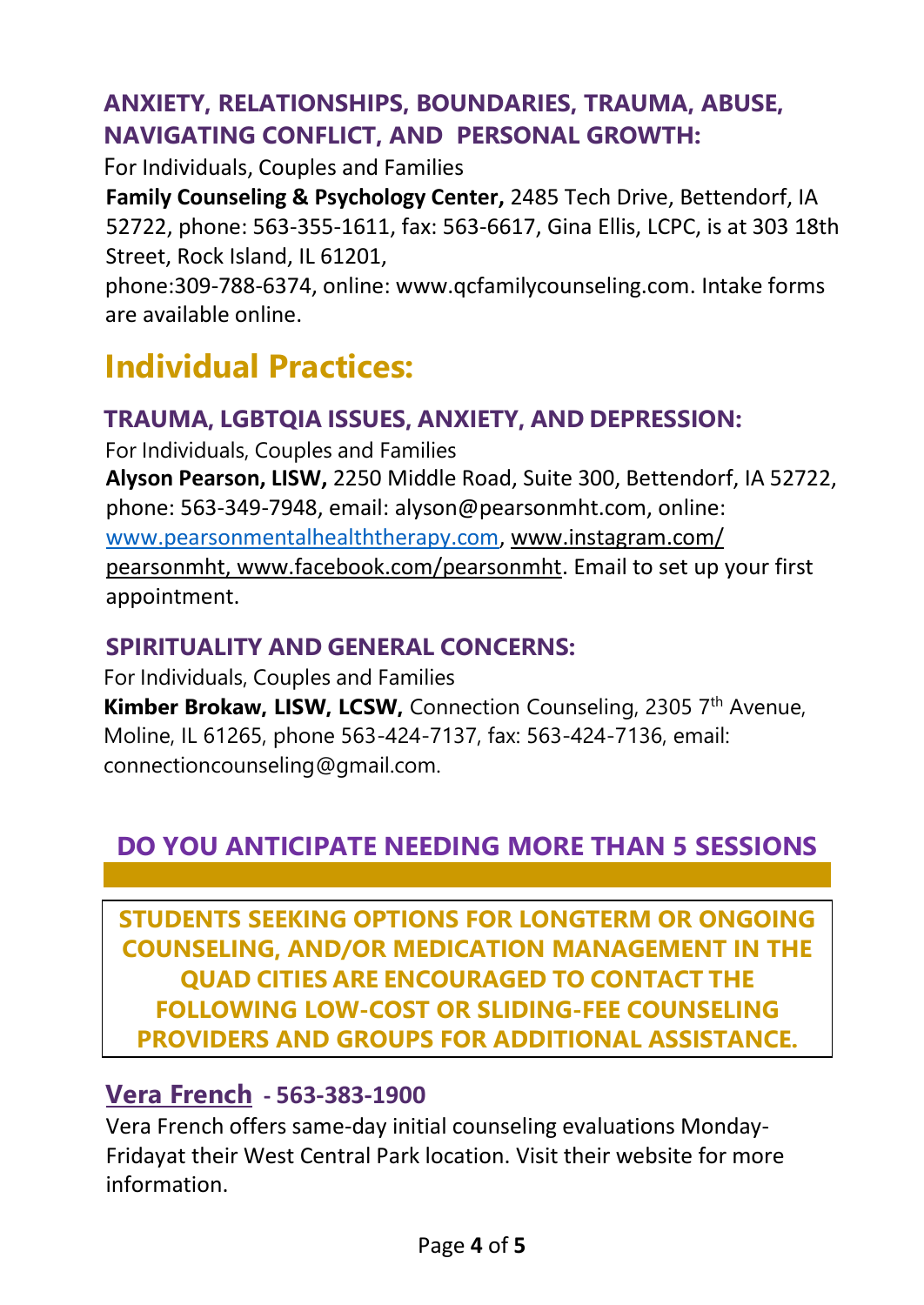### ANXIETY, RELATIONSHIPS, BOUNDARIES, TRAUMA, ABUSE, NAVIGATING CONFLICT, AND PERSONAL GROWTH:

For Individuals, Couples and Families

**Family Counseling & Psychology Center,** 2485 Tech Drive, Bettendorf, IA 52722, phone: 563-355-1611, fax: 563-6617, Gina Ellis, LCPC, is at 303 18th Street, Rock Island, IL 61201, phone:309-788-6374, online: www.qcfamilycounseling.com. Intake forms are available online.

## Individual Practices:

### TRAUMA, LGBTQIA ISSUES, ANXIETY, AND DEPRESSION:

For Individuals, Couples and Families

**Alyson Pearson, LISW,** 2250 Middle Road, Suite 300, Bettendorf, IA 52722, phone: 563-349-7948, email: alyson@pearsonmht.com, online: www.pearsonmentalhealththerapy.com, www.instagram.com/pearsonmht, www.facebook.com/pearsonmht. Email to set up your first appointment.

### SPIRITUALITY AND GENERAL CONCERNS:

For Individuals, Couples and Families

**Kimber Brokaw, LISW, LCSW,** Connection Counseling, 2305 7th Avenue, Moline, IL 61265, phone 563-424-7137, fax: 563-424-7136, email: connectioncounseling@gmail.com.

## DO YOU ANTICIPATE NEEDING MORE THAN 5 SESSIONS

**STUDENTS SEEKING OPTIONS FOR LONGTERM OR ONGOING COUNSELING, AND/OR MEDICATION MANAGEMENT IN THE QUAD CITIES ARE ENCOURAGED TO CONTACT THE FOLLOWING LOW-COST OR SLIDING-FEE COUNSELING PROVIDERS AND GROUPS FOR ADDITIONAL ASSISTANCE.**

### Vera French - 563-383-1900

Vera French offers same-day initial counseling evaluations Monday-Fridayat their West Central Park location. Visit their website for more information.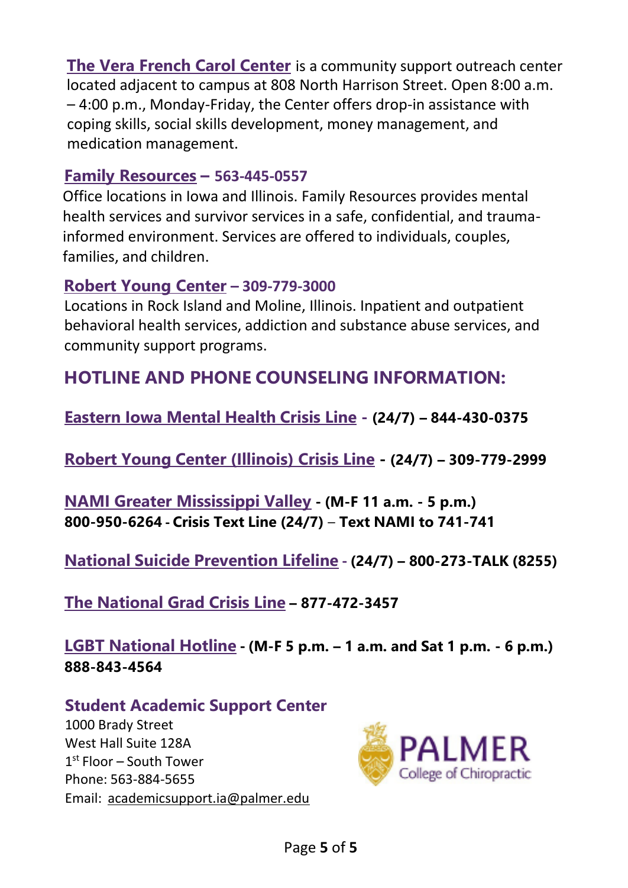**The Vera French Carol Center** is a community support outreach center located adjacent to campus at 808 North Harrison Street. Open 8:00 a.m. – 4:00 p.m., Monday-Friday, the Center offers drop-in assistance with coping skills, social skills development, money management, and medication management.

### Family Resources – 563-445-0557

Office locations in Iowa and Illinois. Family Resources provides mental health services and survivor services in a safe, confidential, and trauma-informed environment. Services are offered to individuals, couples, families, and children.

### Robert Young Center – 309-779-3000

Locations in Rock Island and Moline, Illinois. Inpatient and outpatient behavioral health services, addiction and substance abuse services, and community support programs.

## HOTLINE AND PHONE COUNSELING INFORMATION:

**Eastern Iowa Mental Health Crisis Line - (24/7) – 844-430-0375**

**Robert Young Center (Illinois) Crisis Line - (24/7) – 309-779-2999**

**NAMI Greater Mississippi Valley - (M-F 11 a.m. - 5 p.m.)**
**800-950-6264 - Crisis Text Line (24/7) – Text NAMI to 741-741**

**National Suicide Prevention Lifeline - (24/7) – 800-273-TALK (8255)**

**The National Grad Crisis Line – 877-472-3457**

**LGBT National Hotline - (M-F 5 p.m. – 1 a.m. and Sat 1 p.m. - 6 p.m.)**
**888-843-4564**

### Student Academic Support Center

1000 Brady Street
West Hall Suite 128A
1st Floor – South Tower
Phone: 563-884-5655
Email: academicsupport.ia@palmer.edu

PALMER College of Chiropractic